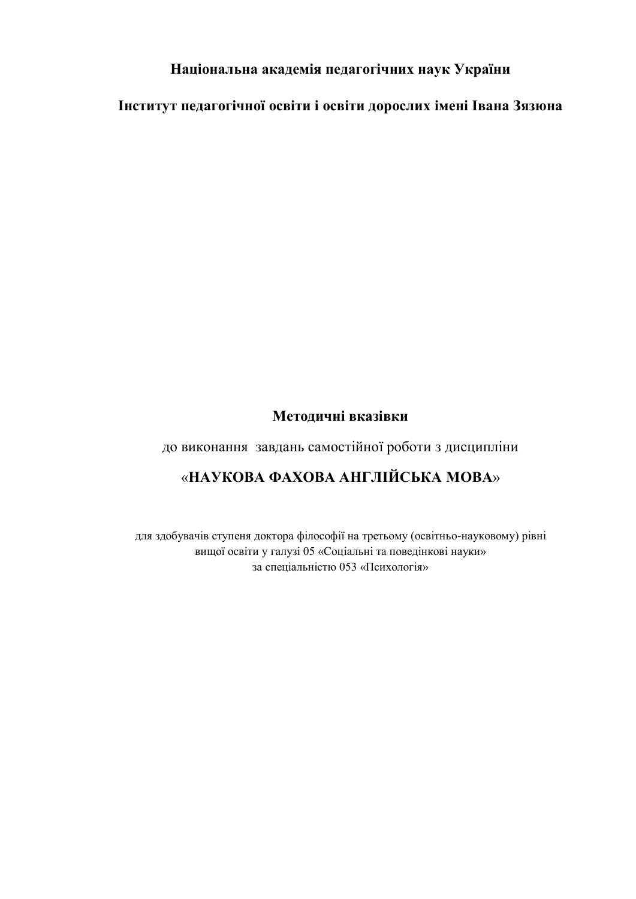**Національна академія педагогічних наук України**

**Інститут педагогічної освіти і освіти дорослих імені Івана Зязюна**

# Методичні вказівки

до виконання завдань самостійної роботи з дисципліни

## «НАУКОВА ФАХОВА АНГЛІЙСЬКА МОВА»

для здобувачів ступеня доктора філософії на третьому (освітньо-науковому) рівні вищої освіти у галузі 05 «Соціальні та поведінкові науки» за спеціальністю 053 «Психологія»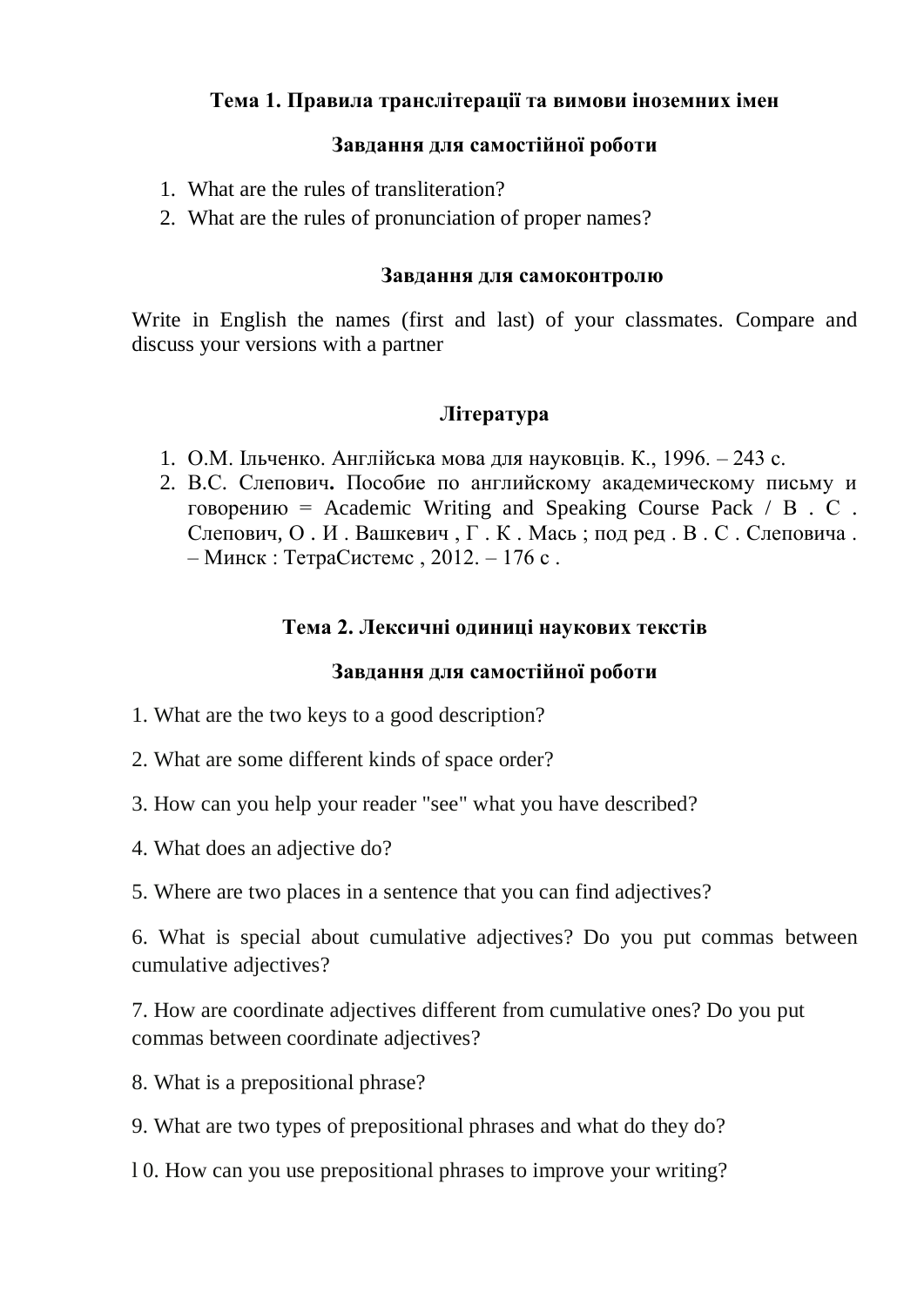### Тема 1. Правила транслітерації та вимови іноземних імен

#### Завдання для самостійної роботи

1. What are the rules of transliteration?
2. What are the rules of pronunciation of proper names?

#### Завдання для самоконтролю

Write in English the names (first and last) of your classmates. Compare and discuss your versions with a partner

#### Література

1. О.М. Ільченко. Англійська мова для науковців. К., 1996. – 243 с.
2. В.С. Слепович**.** Пособие по английскому академическому письму и говорению = Academic Writing and Speaking Course Pack / В . С . Слепович, О . И . Вашкевич , Г . К . Мась ; под ред . В . С . Слеповича . – Минск : ТетраСистемс , 2012. – 176 с .

### Тема 2. Лексичні одиниці наукових текстів

#### Завдання для самостійної роботи

1. What are the two keys to a good description?

2. What are some different kinds of space order?

3. How can you help your reader "see" what you have described?

4. What does an adjective do?

5. Where are two places in a sentence that you can find adjectives?

6. What is special about cumulative adjectives? Do you put commas between cumulative adjectives?

7. How are coordinate adjectives different from cumulative ones? Do you put commas between coordinate adjectives?

8. What is a prepositional phrase?

9. What are two types of prepositional phrases and what do they do?

l 0. How can you use prepositional phrases to improve your writing?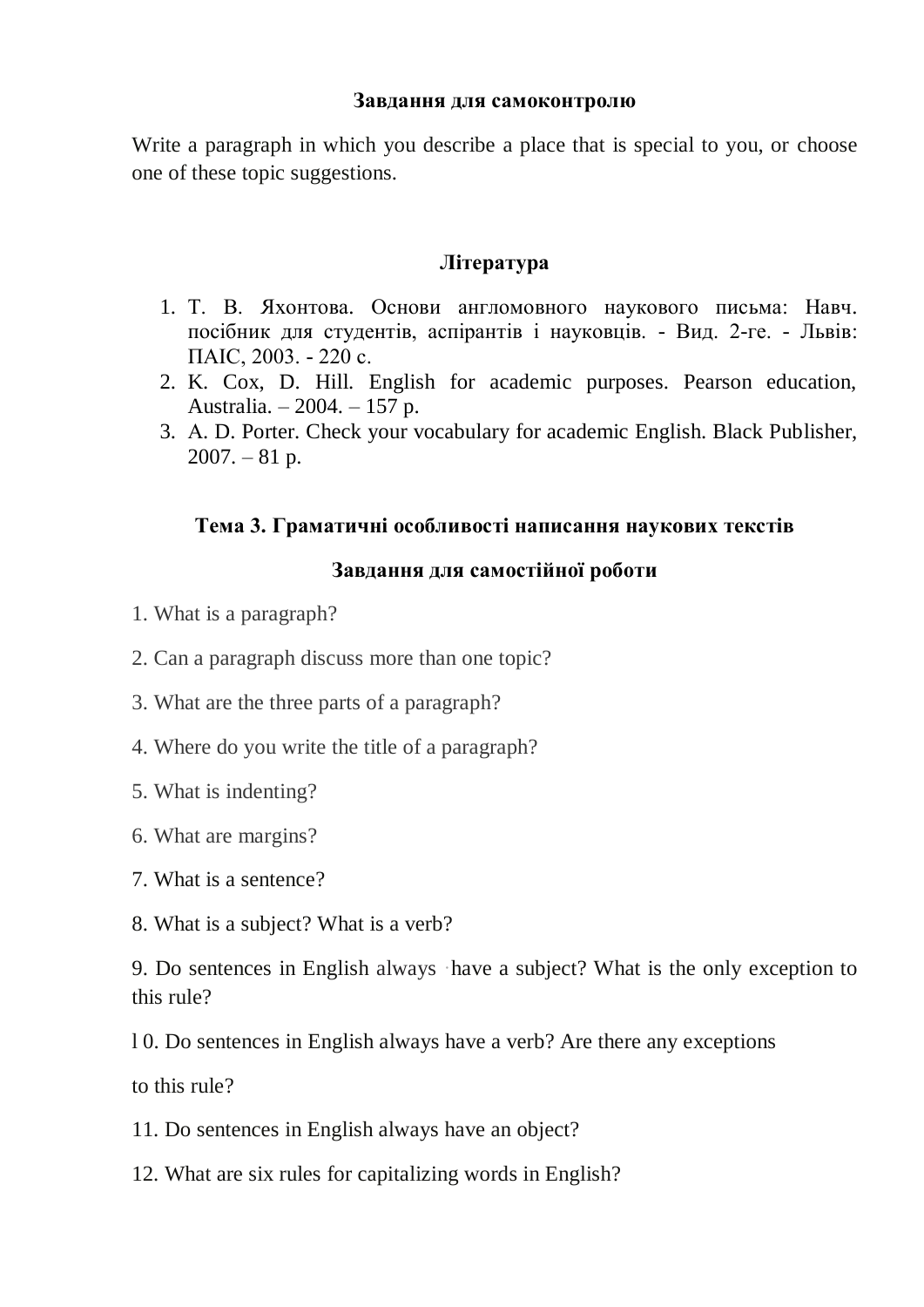**Завдання для самоконтролю**

Write a paragraph in which you describe a place that is special to you, or choose one of these topic suggestions.

**Література**

1. Т. В. Яхонтова. Основи англомовного наукового письма: Навч. посібник для студентів, аспірантів і науковців. - Вид. 2-ге. - Львів: ПАІС, 2003. - 220 с.
2. K. Cox, D. Hill. English for academic purposes. Pearson education, Australia. – 2004. – 157 p.
3. A. D. Porter. Check your vocabulary for academic English. Black Publisher, 2007. – 81 p.

**Тема 3. Граматичні особливості написання наукових текстів**

**Завдання для самостійної роботи**

1. What is a paragraph?

2. Can a paragraph discuss more than one topic?

3. What are the three parts of a paragraph?

4. Where do you write the title of a paragraph?

5. What is indenting?

6. What are margins?

7. What is a sentence?

8. What is a subject? What is a verb?

9. Do sentences in English always have a subject? What is the only exception to this rule?

l 0. Do sentences in English always have a verb? Are there any exceptions

to this rule?

11. Do sentences in English always have an object?

12. What are six rules for capitalizing words in English?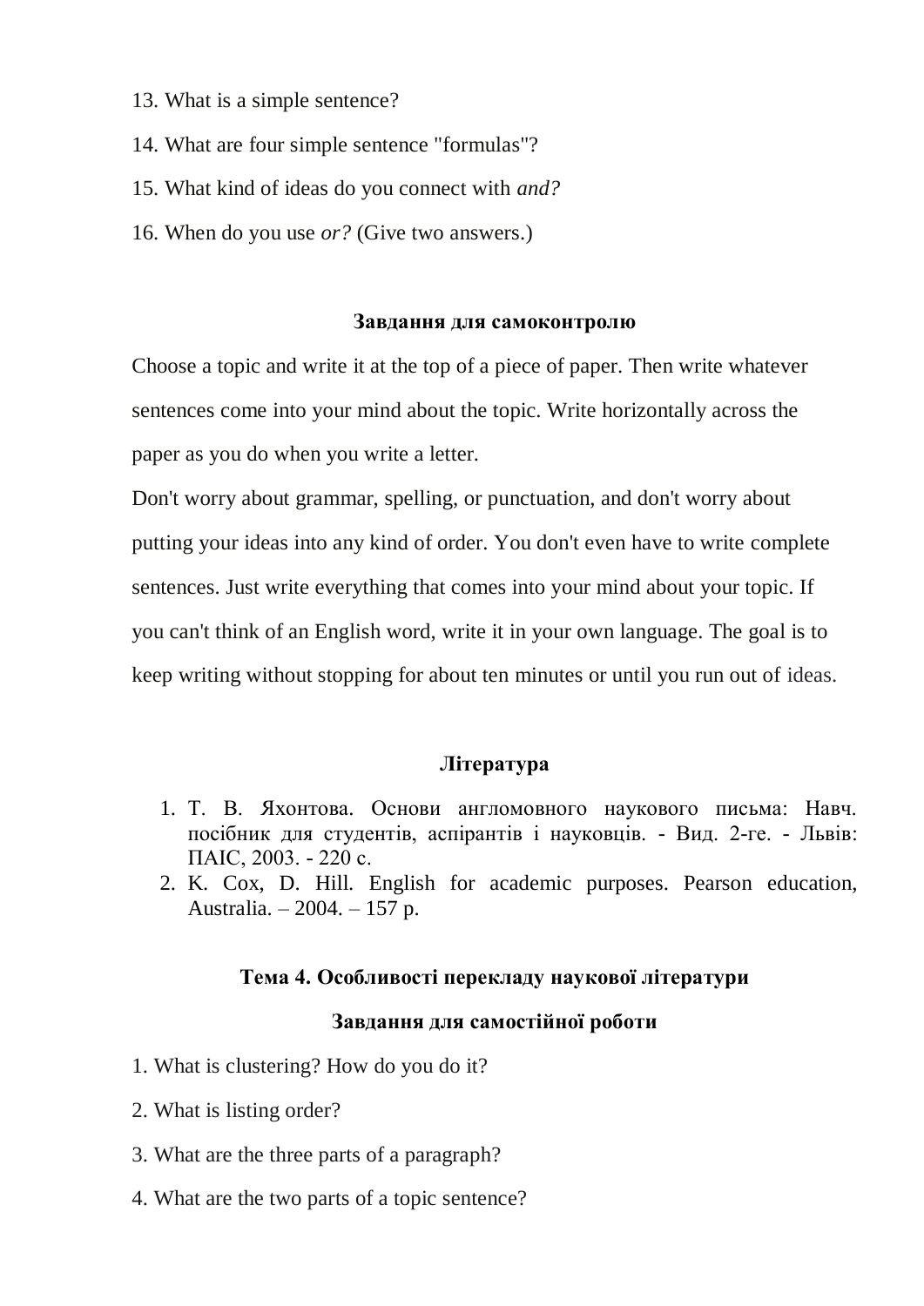13. What is a simple sentence?

14. What are four simple sentence "formulas"?

15. What kind of ideas do you connect with *and?*

16. When do you use *or?* (Give two answers.)

### Завдання для самоконтролю

Choose a topic and write it at the top of a piece of paper. Then write whatever sentences come into your mind about the topic. Write horizontally across the paper as you do when you write a letter.

Don't worry about grammar, spelling, or punctuation, and don't worry about putting your ideas into any kind of order. You don't even have to write complete sentences. Just write everything that comes into your mind about your topic. If you can't think of an English word, write it in your own language. The goal is to keep writing without stopping for about ten minutes or until you run out of ideas.

### Література

1. Т. В. Яхонтова. Основи англомовного наукового письма: Навч. посібник для студентів, аспірантів і науковців. - Вид. 2-ге. - Львів: ПАІС, 2003. - 220 с.
2. K. Cox, D. Hill. English for academic purposes. Pearson education, Australia. – 2004. – 157 p.

## Тема 4. Особливості перекладу наукової літератури

### Завдання для самостійної роботи

1. What is clustering? How do you do it?

2. What is listing order?

3. What are the three parts of a paragraph?

4. What are the two parts of a topic sentence?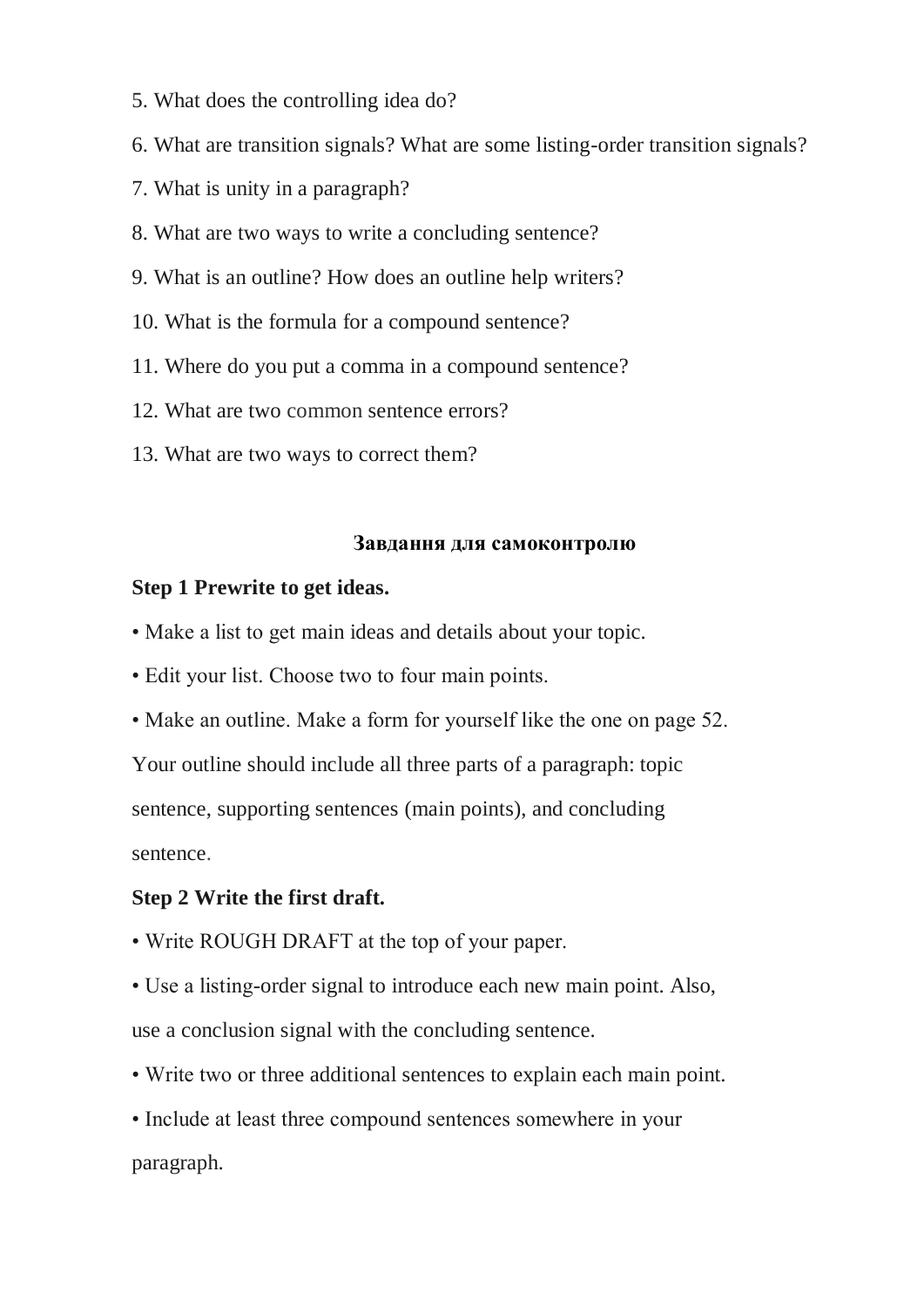5. What does the controlling idea do?
6. What are transition signals? What are some listing-order transition signals?
7. What is unity in a paragraph?
8. What are two ways to write a concluding sentence?
9. What is an outline? How does an outline help writers?
10. What is the formula for a compound sentence?
11. Where do you put a comma in a compound sentence?
12. What are two common sentence errors?
13. What are two ways to correct them?

## Завдання для самоконтролю

**Step 1 Prewrite to get ideas.**

• Make a list to get main ideas and details about your topic.

• Edit your list. Choose two to four main points.

• Make an outline. Make a form for yourself like the one on page 52. Your outline should include all three parts of a paragraph: topic sentence, supporting sentences (main points), and concluding sentence.

**Step 2 Write the first draft.**

• Write ROUGH DRAFT at the top of your paper.

• Use a listing-order signal to introduce each new main point. Also, use a conclusion signal with the concluding sentence.

• Write two or three additional sentences to explain each main point.

• Include at least three compound sentences somewhere in your paragraph.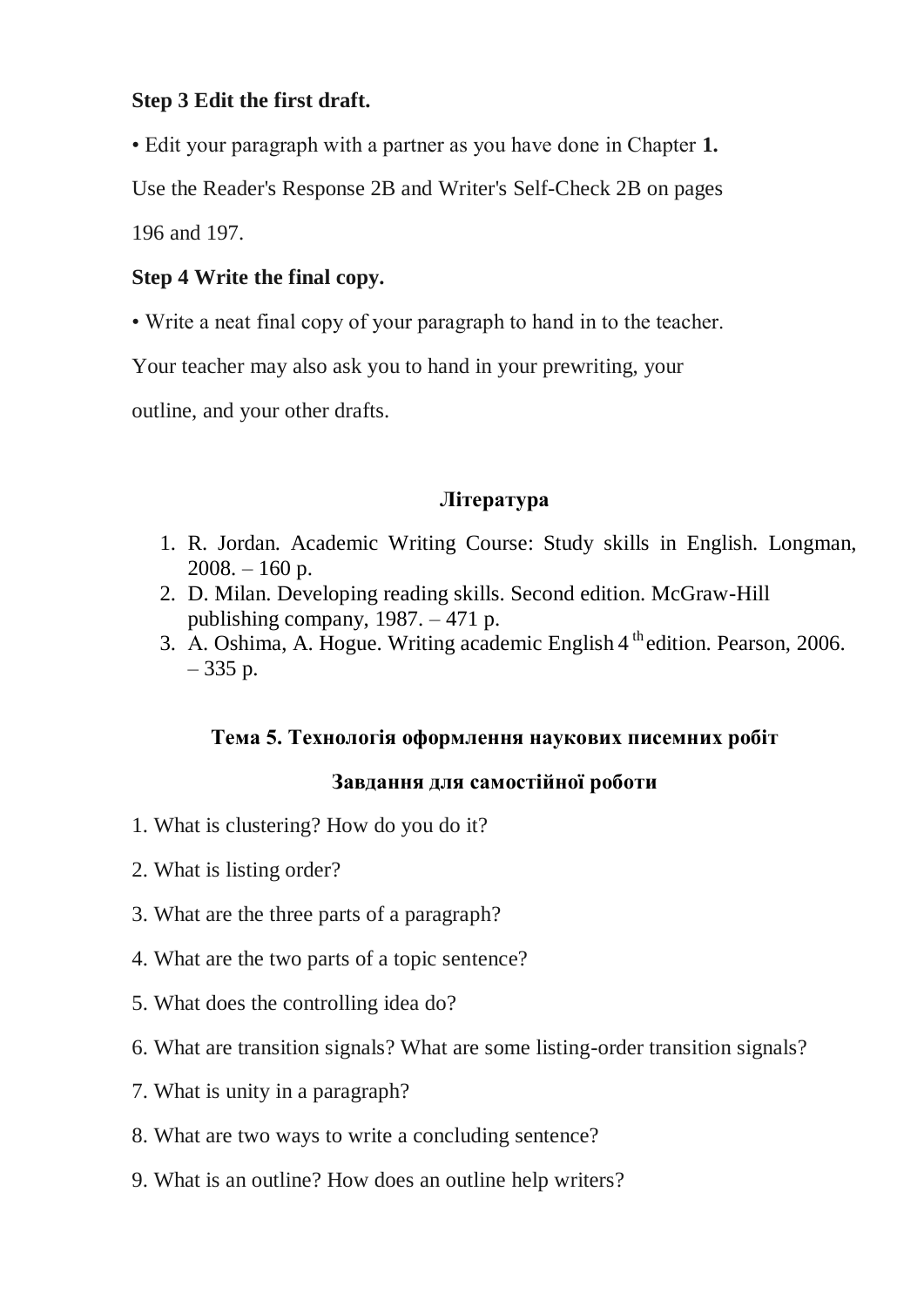**Step 3 Edit the first draft.**

• Edit your paragraph with a partner as you have done in Chapter **1.**

Use the Reader's Response 2B and Writer's Self-Check 2B on pages 196 and 197.

**Step 4 Write the final copy.**

• Write a neat final copy of your paragraph to hand in to the teacher.

Your teacher may also ask you to hand in your prewriting, your outline, and your other drafts.

## Література

1. R. Jordan. Academic Writing Course: Study skills in English. Longman, 2008. – 160 p.
2. D. Milan. Developing reading skills. Second edition. McGraw-Hill publishing company, 1987. – 471 p.
3. A. Oshima, A. Hogue. Writing academic English 4[th] edition. Pearson, 2006. – 335 p.

## Тема 5. Технологія оформлення наукових писемних робіт

### Завдання для самостійної роботи

1. What is clustering? How do you do it?

2. What is listing order?

3. What are the three parts of a paragraph?

4. What are the two parts of a topic sentence?

5. What does the controlling idea do?

6. What are transition signals? What are some listing-order transition signals?

7. What is unity in a paragraph?

8. What are two ways to write a concluding sentence?

9. What is an outline? How does an outline help writers?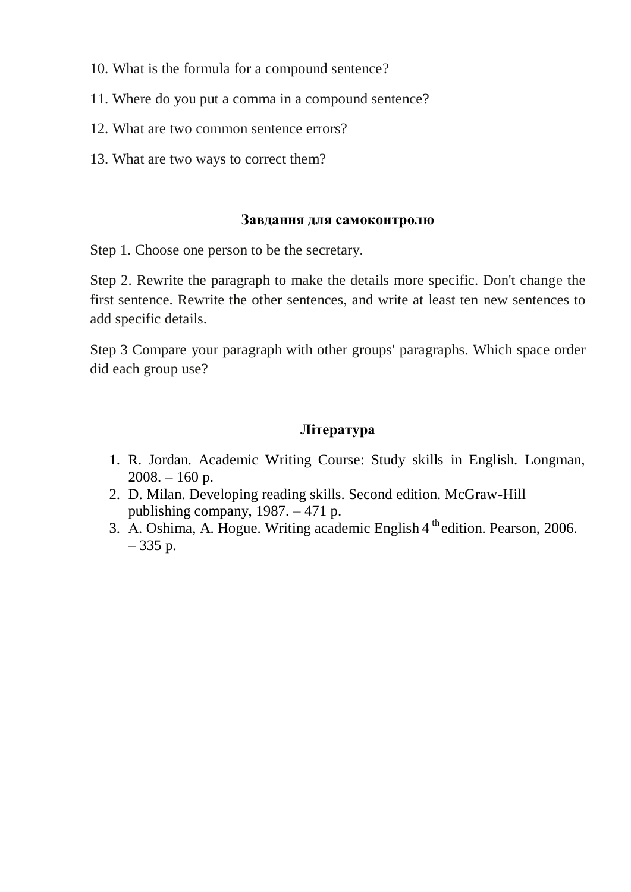10. What is the formula for a compound sentence?

11. Where do you put a comma in a compound sentence?

12. What are two common sentence errors?

13. What are two ways to correct them?

## Завдання для самоконтролю

Step 1. Choose one person to be the secretary.

Step 2. Rewrite the paragraph to make the details more specific. Don't change the first sentence. Rewrite the other sentences, and write at least ten new sentences to add specific details.

Step 3 Compare your paragraph with other groups' paragraphs. Which space order did each group use?

## Література

1. R. Jordan. Academic Writing Course: Study skills in English. Longman, 2008. – 160 p.
2. D. Milan. Developing reading skills. Second edition. McGraw-Hill publishing company, 1987. – 471 p.
3. A. Oshima, A. Hogue. Writing academic English 4 $^{th}$ edition. Pearson, 2006. – 335 p.